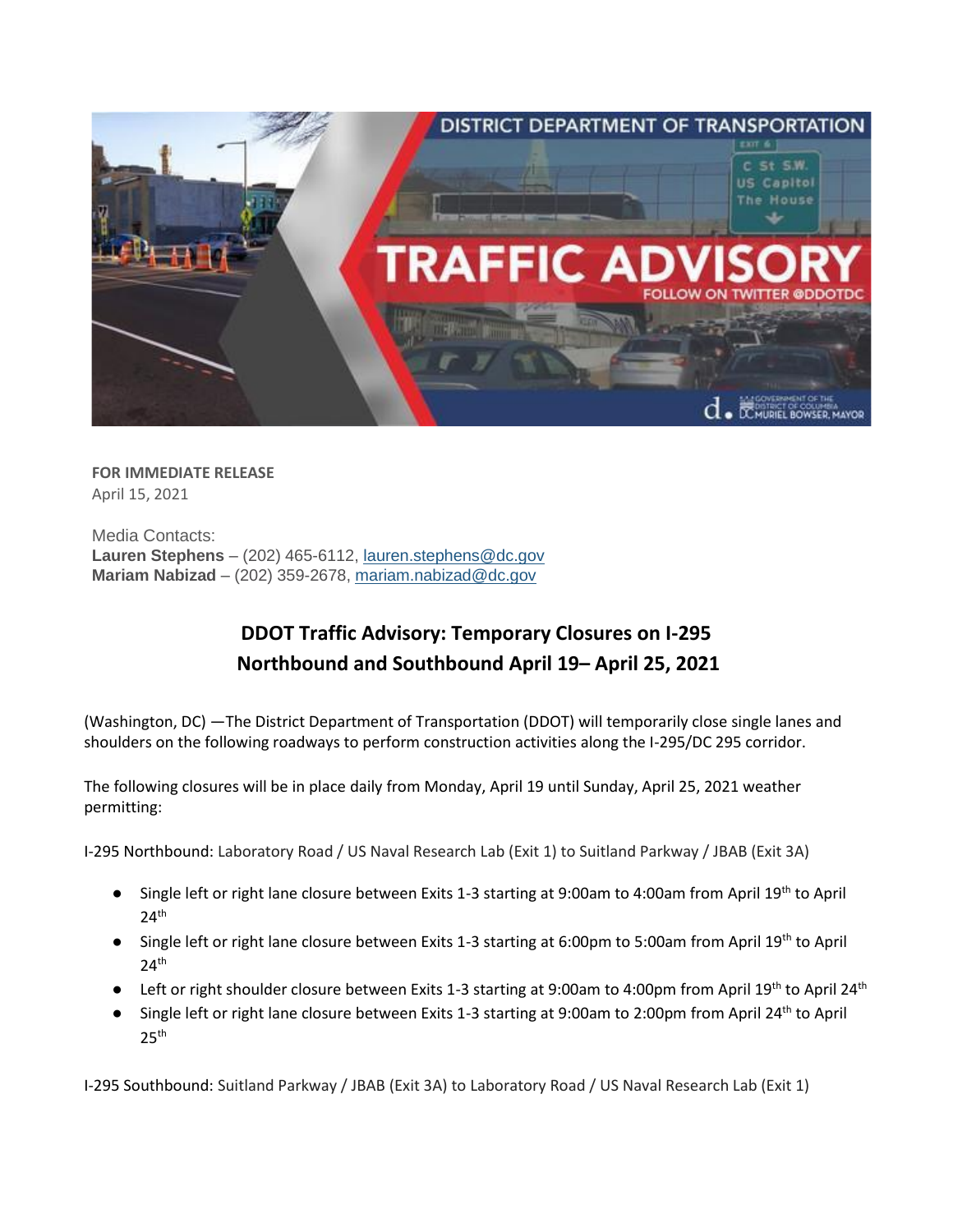**FOR IMMEDIATE RELEASE**
April 15, 2021

Media Contacts:
**Lauren Stephens** – (202) 465-6112, lauren.stephens@dc.gov
**Mariam Nabizad** – (202) 359-2678, mariam.nabizad@dc.gov

## DDOT Traffic Advisory: Temporary Closures on I-295 Northbound and Southbound April 19– April 25, 2021

(Washington, DC) —The District Department of Transportation (DDOT) will temporarily close single lanes and shoulders on the following roadways to perform construction activities along the I-295/DC 295 corridor.

The following closures will be in place daily from Monday, April 19 until Sunday, April 25, 2021 weather permitting:

I-295 Northbound: Laboratory Road / US Naval Research Lab (Exit 1) to Suitland Parkway / JBAB (Exit 3A)

- Single left or right lane closure between Exits 1-3 starting at 9:00am to 4:00am from April 19th to April 24th
- Single left or right lane closure between Exits 1-3 starting at 6:00pm to 5:00am from April 19th to April 24th
- Left or right shoulder closure between Exits 1-3 starting at 9:00am to 4:00pm from April 19th to April 24th
- Single left or right lane closure between Exits 1-3 starting at 9:00am to 2:00pm from April 24th to April 25th

I-295 Southbound: Suitland Parkway / JBAB (Exit 3A) to Laboratory Road / US Naval Research Lab (Exit 1)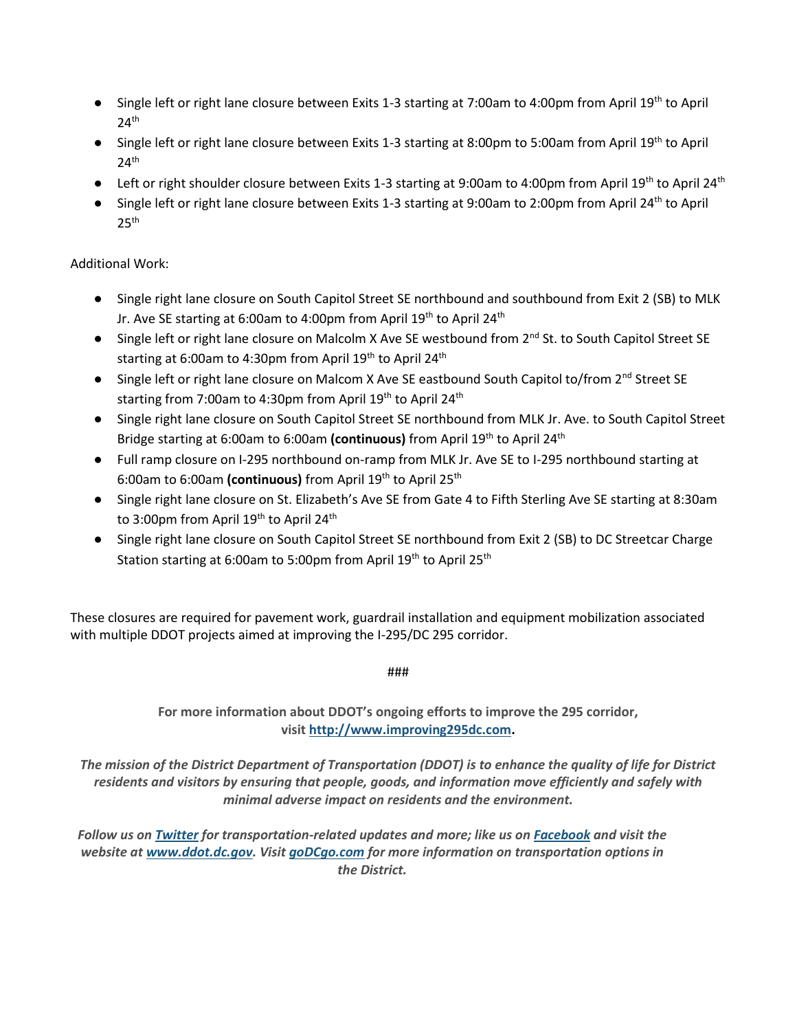- Single left or right lane closure between Exits 1-3 starting at 7:00am to 4:00pm from April 19th to April 24th
- Single left or right lane closure between Exits 1-3 starting at 8:00pm to 5:00am from April 19th to April 24th
- Left or right shoulder closure between Exits 1-3 starting at 9:00am to 4:00pm from April 19th to April 24th
- Single left or right lane closure between Exits 1-3 starting at 9:00am to 2:00pm from April 24th to April 25th

Additional Work:

- Single right lane closure on South Capitol Street SE northbound and southbound from Exit 2 (SB) to MLK Jr. Ave SE starting at 6:00am to 4:00pm from April 19th to April 24th
- Single left or right lane closure on Malcolm X Ave SE westbound from 2nd St. to South Capitol Street SE starting at 6:00am to 4:30pm from April 19th to April 24th
- Single left or right lane closure on Malcom X Ave SE eastbound South Capitol to/from 2nd Street SE starting from 7:00am to 4:30pm from April 19th to April 24th
- Single right lane closure on South Capitol Street SE northbound from MLK Jr. Ave. to South Capitol Street Bridge starting at 6:00am to 6:00am **(continuous)** from April 19th to April 24th
- Full ramp closure on I-295 northbound on-ramp from MLK Jr. Ave SE to I-295 northbound starting at 6:00am to 6:00am **(continuous)** from April 19th to April 25th
- Single right lane closure on St. Elizabeth's Ave SE from Gate 4 to Fifth Sterling Ave SE starting at 8:30am to 3:00pm from April 19th to April 24th
- Single right lane closure on South Capitol Street SE northbound from Exit 2 (SB) to DC Streetcar Charge Station starting at 6:00am to 5:00pm from April 19th to April 25th

These closures are required for pavement work, guardrail installation and equipment mobilization associated with multiple DDOT projects aimed at improving the I-295/DC 295 corridor.

###

**For more information about DDOT's ongoing efforts to improve the 295 corridor, visit [http://www.improving295dc.com](http://www.improving295dc.com).**

***The mission of the District Department of Transportation (DDOT) is to enhance the quality of life for District residents and visitors by ensuring that people, goods, and information move efficiently and safely with minimal adverse impact on residents and the environment.***

***Follow us on Twitter for transportation-related updates and more; like us on Facebook and visit the website at [www.ddot.dc.gov](www.ddot.dc.gov). Visit [goDCgo.com](goDCgo.com) for more information on transportation options in the District.***